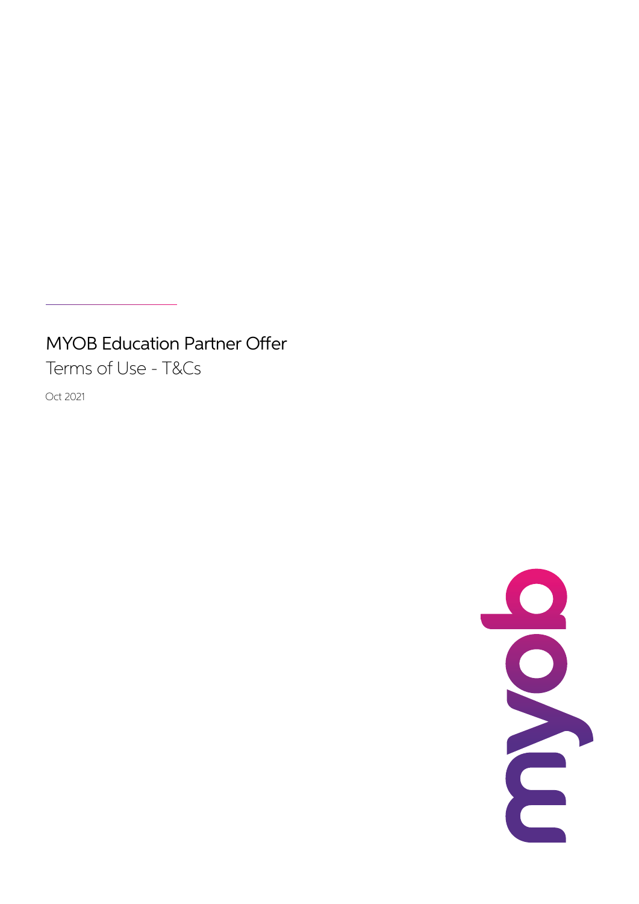# MYOB Education Partner Offer

## Terms of Use - T&Cs

Oct 2021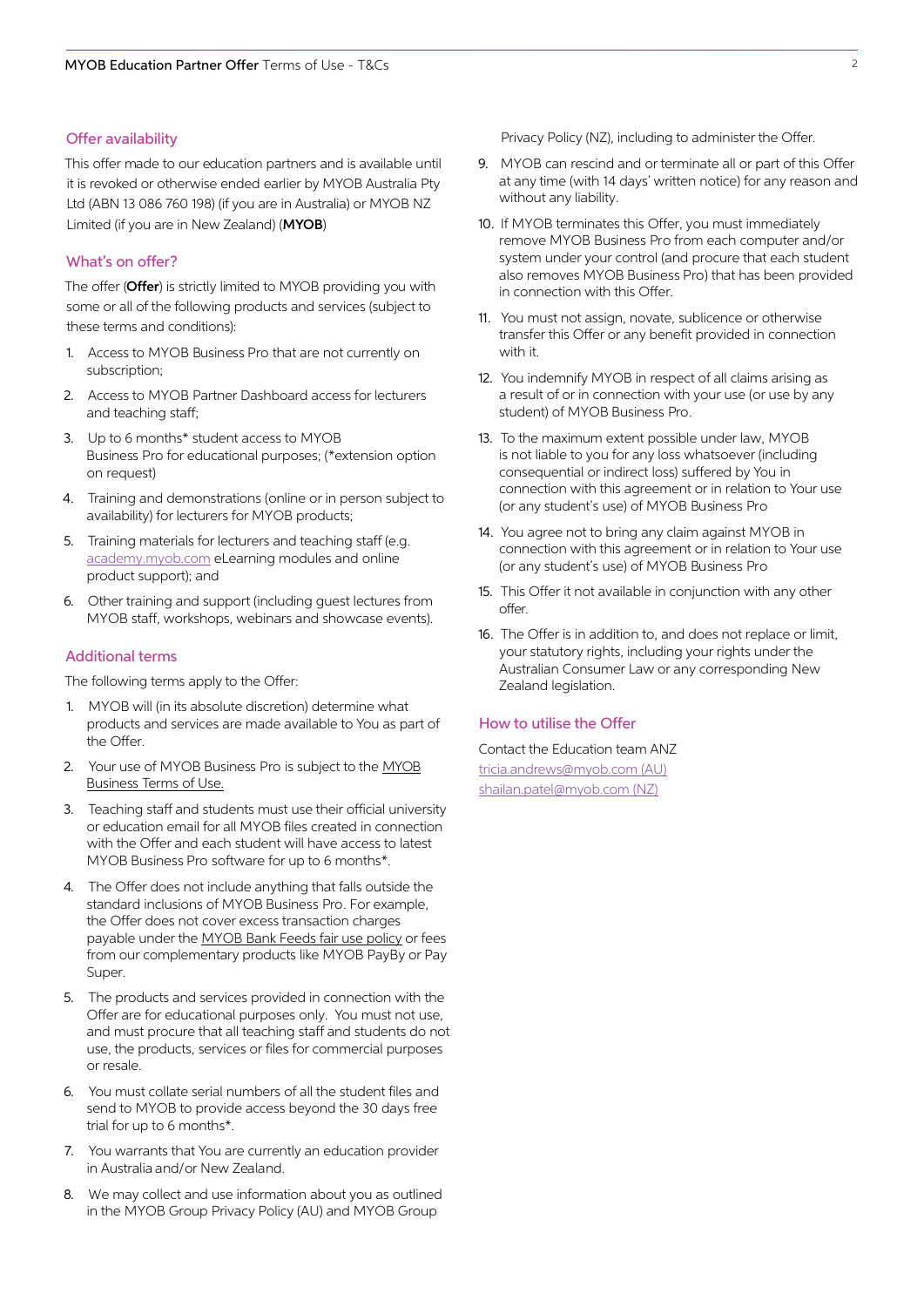## Offer availability

This offer made to our education partners and is available until it is revoked or otherwise ended earlier by MYOB Australia Pty Ltd (ABN 13 086 760 198) (if you are in Australia) or MYOB NZ Limited (if you are in New Zealand) (**MYOB**)

## What's on offer?

The offer (**Offer**) is strictly limited to MYOB providing you with some or all of the following products and services (subject to these terms and conditions):

1. Access to MYOB Business Pro that are not currently on subscription;
2. Access to MYOB Partner Dashboard access for lecturers and teaching staff;
3. Up to 6 months* student access to MYOB Business Pro for educational purposes; (*extension option on request)
4. Training and demonstrations (online or in person subject to availability) for lecturers for MYOB products;
5. Training materials for lecturers and teaching staff (e.g. academy.myob.com eLearning modules and online product support); and
6. Other training and support (including guest lectures from MYOB staff, workshops, webinars and showcase events).

## Additional terms

The following terms apply to the Offer:

1. MYOB will (in its absolute discretion) determine what products and services are made available to You as part of the Offer.
2. Your use of MYOB Business Pro is subject to the MYOB Business Terms of Use.
3. Teaching staff and students must use their official university or education email for all MYOB files created in connection with the Offer and each student will have access to latest MYOB Business Pro software for up to 6 months*.
4. The Offer does not include anything that falls outside the standard inclusions of MYOB Business Pro. For example, the Offer does not cover excess transaction charges payable under the MYOB Bank Feeds fair use policy or fees from our complementary products like MYOB PayBy or Pay Super.
5. The products and services provided in connection with the Offer are for educational purposes only. You must not use, and must procure that all teaching staff and students do not use, the products, services or files for commercial purposes or resale.
6. You must collate serial numbers of all the student files and send to MYOB to provide access beyond the 30 days free trial for up to 6 months*.
7. You warrants that You are currently an education provider in Australia and/or New Zealand.
8. We may collect and use information about you as outlined in the MYOB Group Privacy Policy (AU) and MYOB Group Privacy Policy (NZ), including to administer the Offer.
9. MYOB can rescind and or terminate all or part of this Offer at any time (with 14 days' written notice) for any reason and without any liability.
10. If MYOB terminates this Offer, you must immediately remove MYOB Business Pro from each computer and/or system under your control (and procure that each student also removes MYOB Business Pro) that has been provided in connection with this Offer.
11. You must not assign, novate, sublicence or otherwise transfer this Offer or any benefit provided in connection with it.
12. You indemnify MYOB in respect of all claims arising as a result of or in connection with your use (or use by any student) of MYOB Business Pro.
13. To the maximum extent possible under law, MYOB is not liable to you for any loss whatsoever (including consequential or indirect loss) suffered by You in connection with this agreement or in relation to Your use (or any student's use) of MYOB Business Pro
14. You agree not to bring any claim against MYOB in connection with this agreement or in relation to Your use (or any student's use) of MYOB Business Pro
15. This Offer it not available in conjunction with any other offer.
16. The Offer is in addition to, and does not replace or limit, your statutory rights, including your rights under the Australian Consumer Law or any corresponding New Zealand legislation.

## How to utilise the Offer

Contact the Education team ANZ

tricia.andrews@myob.com (AU)

shailan.patel@myob.com (NZ)